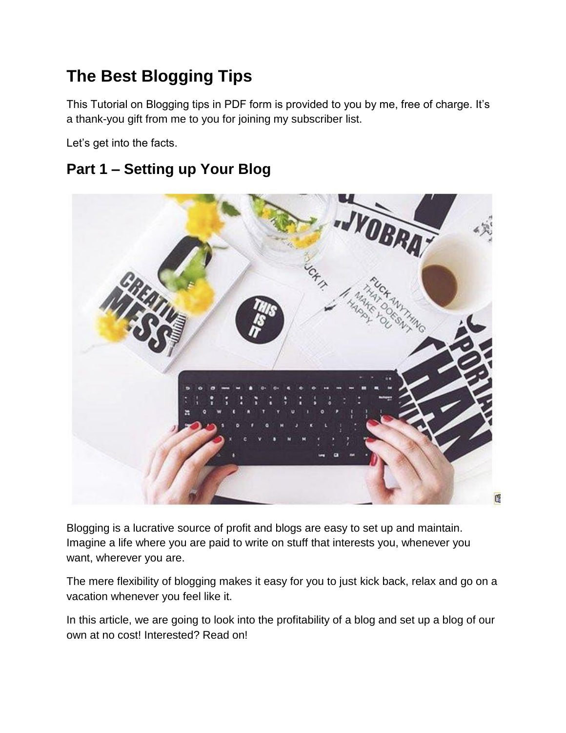# The Best Blogging Tips

This Tutorial on Blogging tips in PDF form is provided to you by me, free of charge. It's a thank-you gift from me to you for joining my subscriber list.

Let's get into the facts.

## Part 1 – Setting up Your Blog

Blogging is a lucrative source of profit and blogs are easy to set up and maintain. Imagine a life where you are paid to write on stuff that interests you, whenever you want, wherever you are.

The mere flexibility of blogging makes it easy for you to just kick back, relax and go on a vacation whenever you feel like it.

In this article, we are going to look into the profitability of a blog and set up a blog of our own at no cost! Interested? Read on!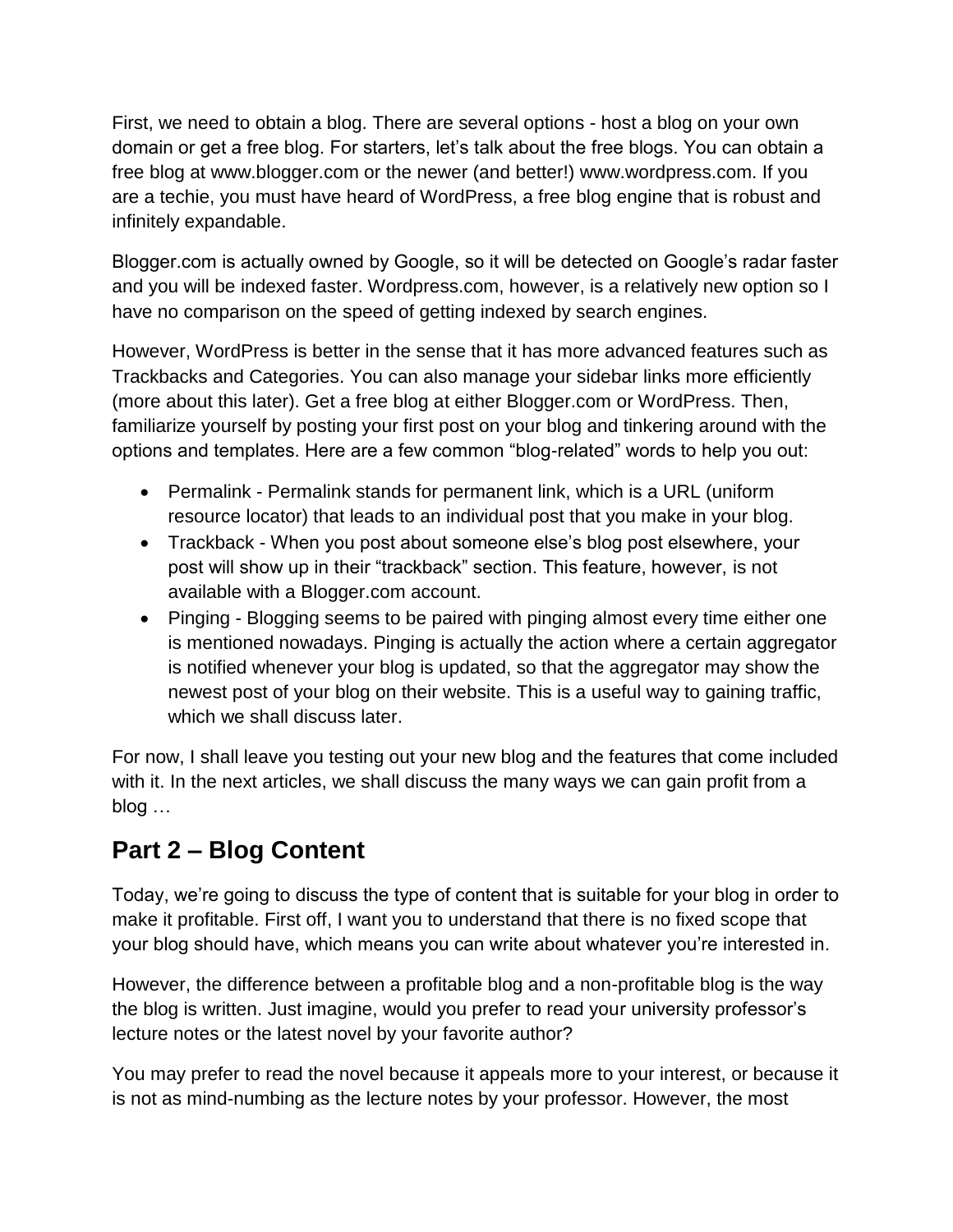First, we need to obtain a blog. There are several options - host a blog on your own domain or get a free blog. For starters, let's talk about the free blogs. You can obtain a free blog at www.blogger.com or the newer (and better!) www.wordpress.com. If you are a techie, you must have heard of WordPress, a free blog engine that is robust and infinitely expandable.

Blogger.com is actually owned by Google, so it will be detected on Google's radar faster and you will be indexed faster. Wordpress.com, however, is a relatively new option so I have no comparison on the speed of getting indexed by search engines.

However, WordPress is better in the sense that it has more advanced features such as Trackbacks and Categories. You can also manage your sidebar links more efficiently (more about this later). Get a free blog at either Blogger.com or WordPress. Then, familiarize yourself by posting your first post on your blog and tinkering around with the options and templates. Here are a few common "blog-related" words to help you out:

- Permalink - Permalink stands for permanent link, which is a URL (uniform resource locator) that leads to an individual post that you make in your blog.
- Trackback - When you post about someone else's blog post elsewhere, your post will show up in their "trackback" section. This feature, however, is not available with a Blogger.com account.
- Pinging - Blogging seems to be paired with pinging almost every time either one is mentioned nowadays. Pinging is actually the action where a certain aggregator is notified whenever your blog is updated, so that the aggregator may show the newest post of your blog on their website. This is a useful way to gaining traffic, which we shall discuss later.

For now, I shall leave you testing out your new blog and the features that come included with it. In the next articles, we shall discuss the many ways we can gain profit from a blog …

## Part 2 – Blog Content

Today, we're going to discuss the type of content that is suitable for your blog in order to make it profitable. First off, I want you to understand that there is no fixed scope that your blog should have, which means you can write about whatever you're interested in.

However, the difference between a profitable blog and a non-profitable blog is the way the blog is written. Just imagine, would you prefer to read your university professor's lecture notes or the latest novel by your favorite author?

You may prefer to read the novel because it appeals more to your interest, or because it is not as mind-numbing as the lecture notes by your professor. However, the most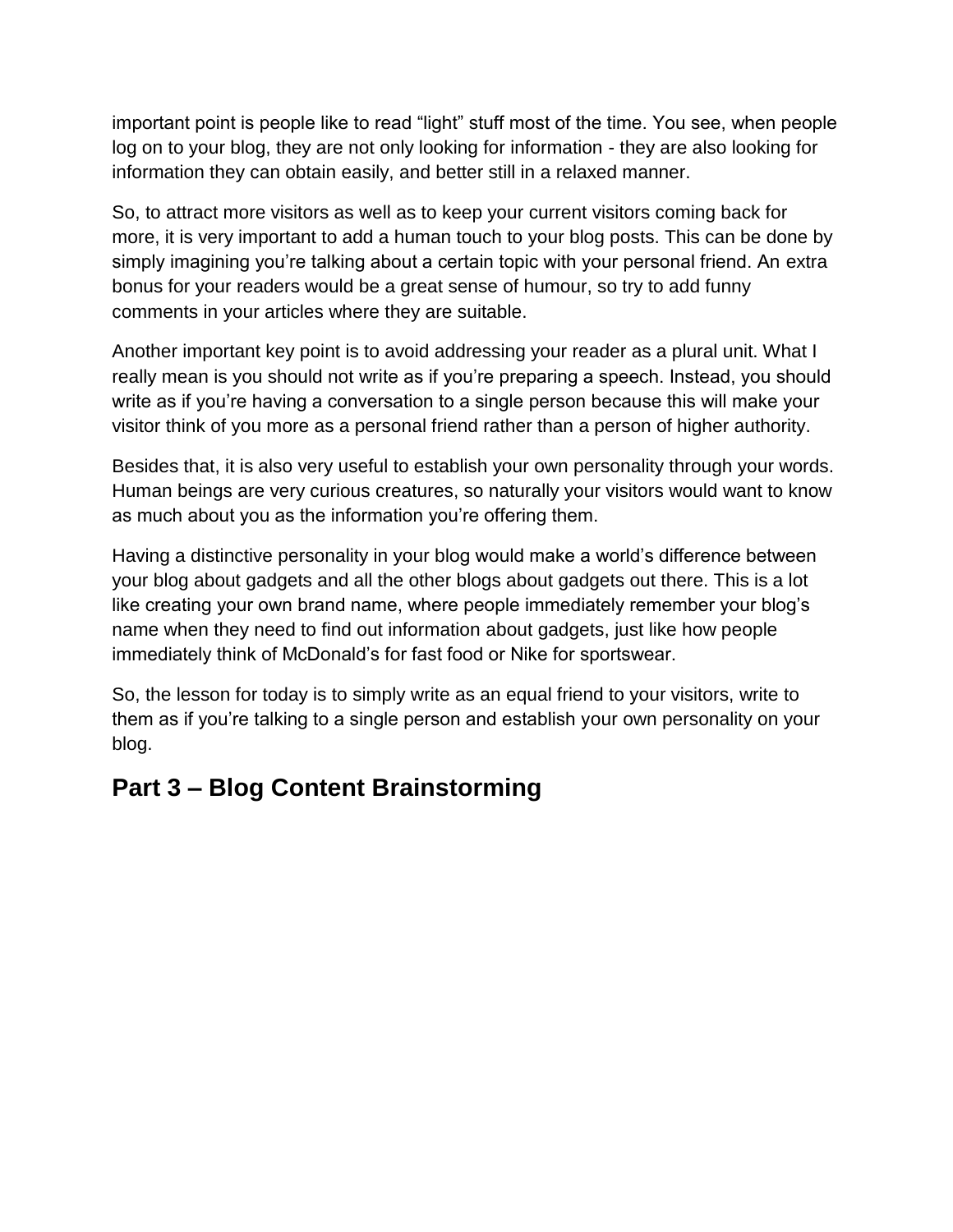important point is people like to read “light” stuff most of the time. You see, when people log on to your blog, they are not only looking for information - they are also looking for information they can obtain easily, and better still in a relaxed manner.

So, to attract more visitors as well as to keep your current visitors coming back for more, it is very important to add a human touch to your blog posts. This can be done by simply imagining you’re talking about a certain topic with your personal friend. An extra bonus for your readers would be a great sense of humour, so try to add funny comments in your articles where they are suitable.

Another important key point is to avoid addressing your reader as a plural unit. What I really mean is you should not write as if you’re preparing a speech. Instead, you should write as if you’re having a conversation to a single person because this will make your visitor think of you more as a personal friend rather than a person of higher authority.

Besides that, it is also very useful to establish your own personality through your words. Human beings are very curious creatures, so naturally your visitors would want to know as much about you as the information you’re offering them.

Having a distinctive personality in your blog would make a world’s difference between your blog about gadgets and all the other blogs about gadgets out there. This is a lot like creating your own brand name, where people immediately remember your blog’s name when they need to find out information about gadgets, just like how people immediately think of McDonald’s for fast food or Nike for sportswear.

So, the lesson for today is to simply write as an equal friend to your visitors, write to them as if you’re talking to a single person and establish your own personality on your blog.

## Part 3 – Blog Content Brainstorming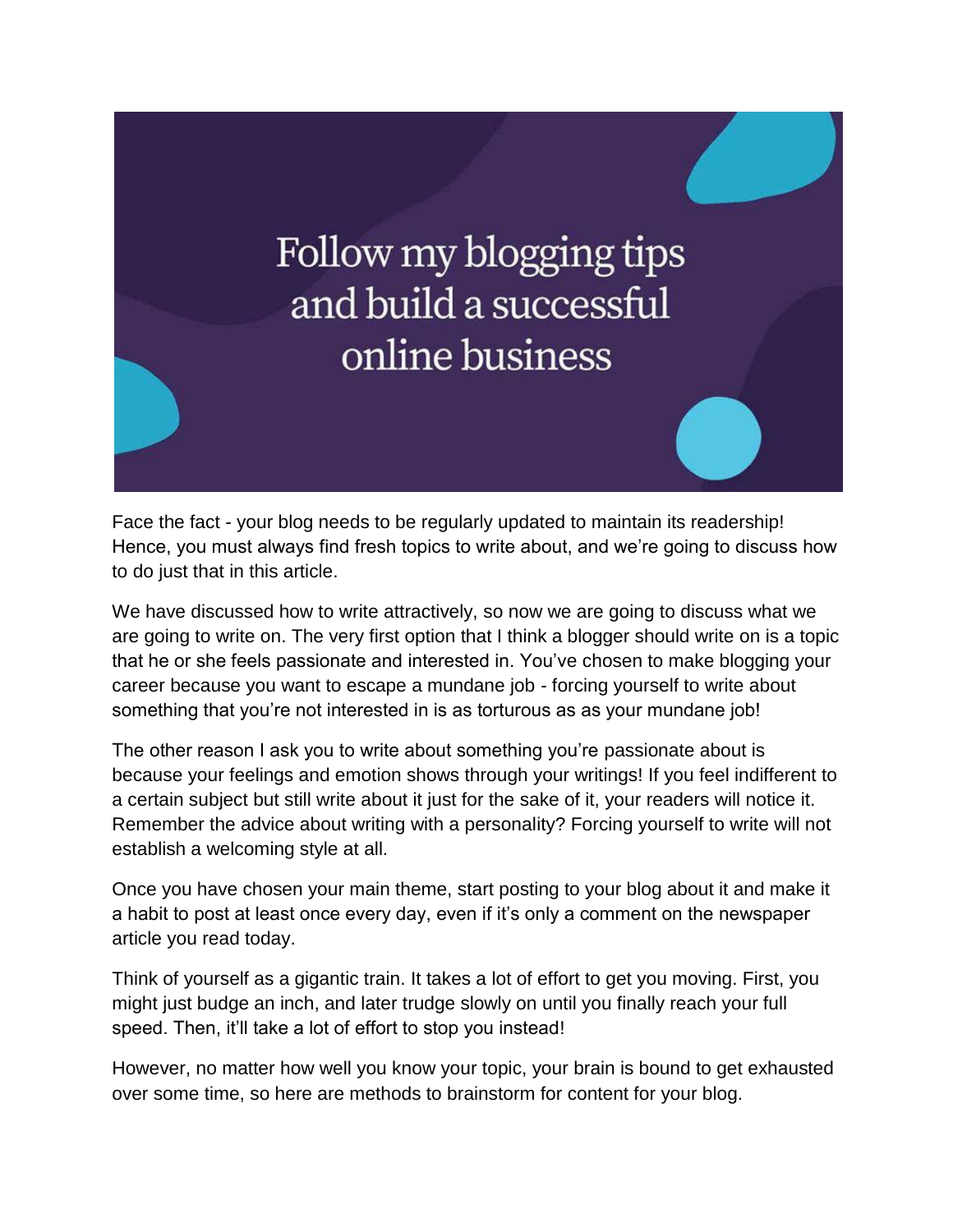Follow my blogging tips and build a successful online business

Face the fact - your blog needs to be regularly updated to maintain its readership! Hence, you must always find fresh topics to write about, and we're going to discuss how to do just that in this article.

We have discussed how to write attractively, so now we are going to discuss what we are going to write on. The very first option that I think a blogger should write on is a topic that he or she feels passionate and interested in. You've chosen to make blogging your career because you want to escape a mundane job - forcing yourself to write about something that you're not interested in is as torturous as as your mundane job!

The other reason I ask you to write about something you're passionate about is because your feelings and emotion shows through your writings! If you feel indifferent to a certain subject but still write about it just for the sake of it, your readers will notice it. Remember the advice about writing with a personality? Forcing yourself to write will not establish a welcoming style at all.

Once you have chosen your main theme, start posting to your blog about it and make it a habit to post at least once every day, even if it's only a comment on the newspaper article you read today.

Think of yourself as a gigantic train. It takes a lot of effort to get you moving. First, you might just budge an inch, and later trudge slowly on until you finally reach your full speed. Then, it'll take a lot of effort to stop you instead!

However, no matter how well you know your topic, your brain is bound to get exhausted over some time, so here are methods to brainstorm for content for your blog.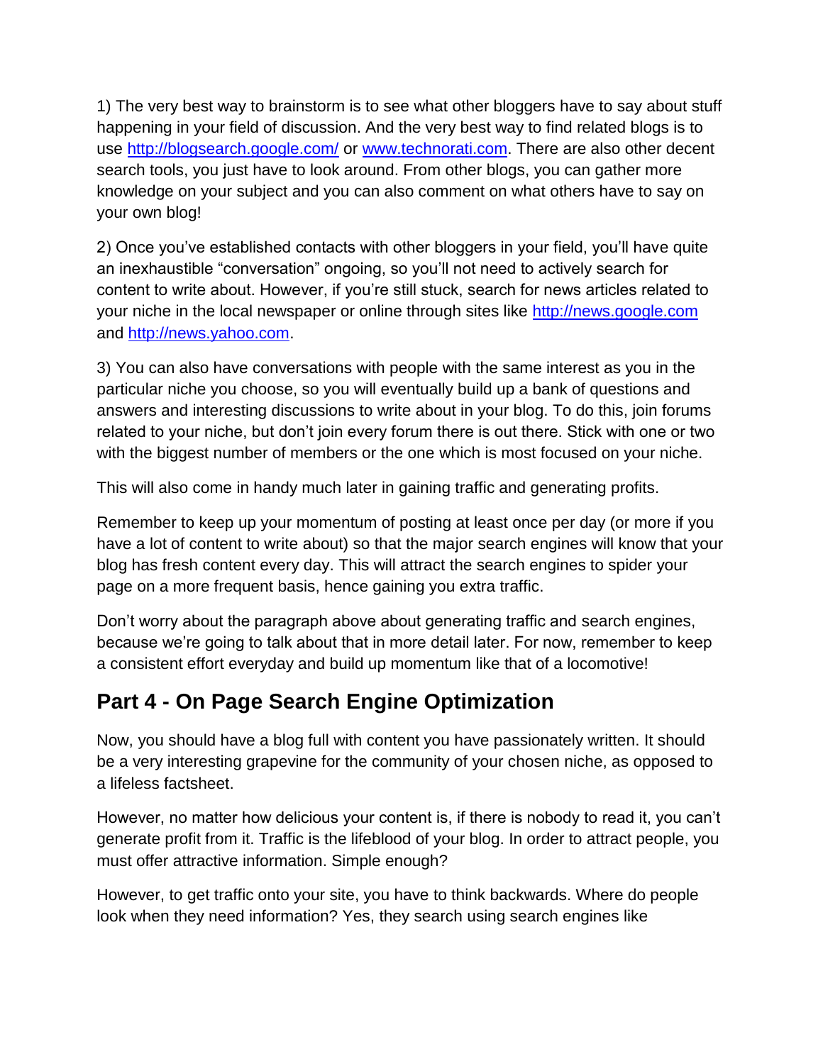1) The very best way to brainstorm is to see what other bloggers have to say about stuff happening in your field of discussion. And the very best way to find related blogs is to use [http://blogsearch.google.com/](http://blogsearch.google.com/) or [www.technorati.com](http://www.technorati.com). There are also other decent search tools, you just have to look around. From other blogs, you can gather more knowledge on your subject and you can also comment on what others have to say on your own blog!

2) Once you've established contacts with other bloggers in your field, you'll have quite an inexhaustible "conversation" ongoing, so you'll not need to actively search for content to write about. However, if you're still stuck, search for news articles related to your niche in the local newspaper or online through sites like [http://news.google.com](http://news.google.com) and [http://news.yahoo.com](http://news.yahoo.com).

3) You can also have conversations with people with the same interest as you in the particular niche you choose, so you will eventually build up a bank of questions and answers and interesting discussions to write about in your blog. To do this, join forums related to your niche, but don't join every forum there is out there. Stick with one or two with the biggest number of members or the one which is most focused on your niche.

This will also come in handy much later in gaining traffic and generating profits.

Remember to keep up your momentum of posting at least once per day (or more if you have a lot of content to write about) so that the major search engines will know that your blog has fresh content every day. This will attract the search engines to spider your page on a more frequent basis, hence gaining you extra traffic.

Don't worry about the paragraph above about generating traffic and search engines, because we're going to talk about that in more detail later. For now, remember to keep a consistent effort everyday and build up momentum like that of a locomotive!

## Part 4 - On Page Search Engine Optimization

Now, you should have a blog full with content you have passionately written. It should be a very interesting grapevine for the community of your chosen niche, as opposed to a lifeless factsheet.

However, no matter how delicious your content is, if there is nobody to read it, you can't generate profit from it. Traffic is the lifeblood of your blog. In order to attract people, you must offer attractive information. Simple enough?

However, to get traffic onto your site, you have to think backwards. Where do people look when they need information? Yes, they search using search engines like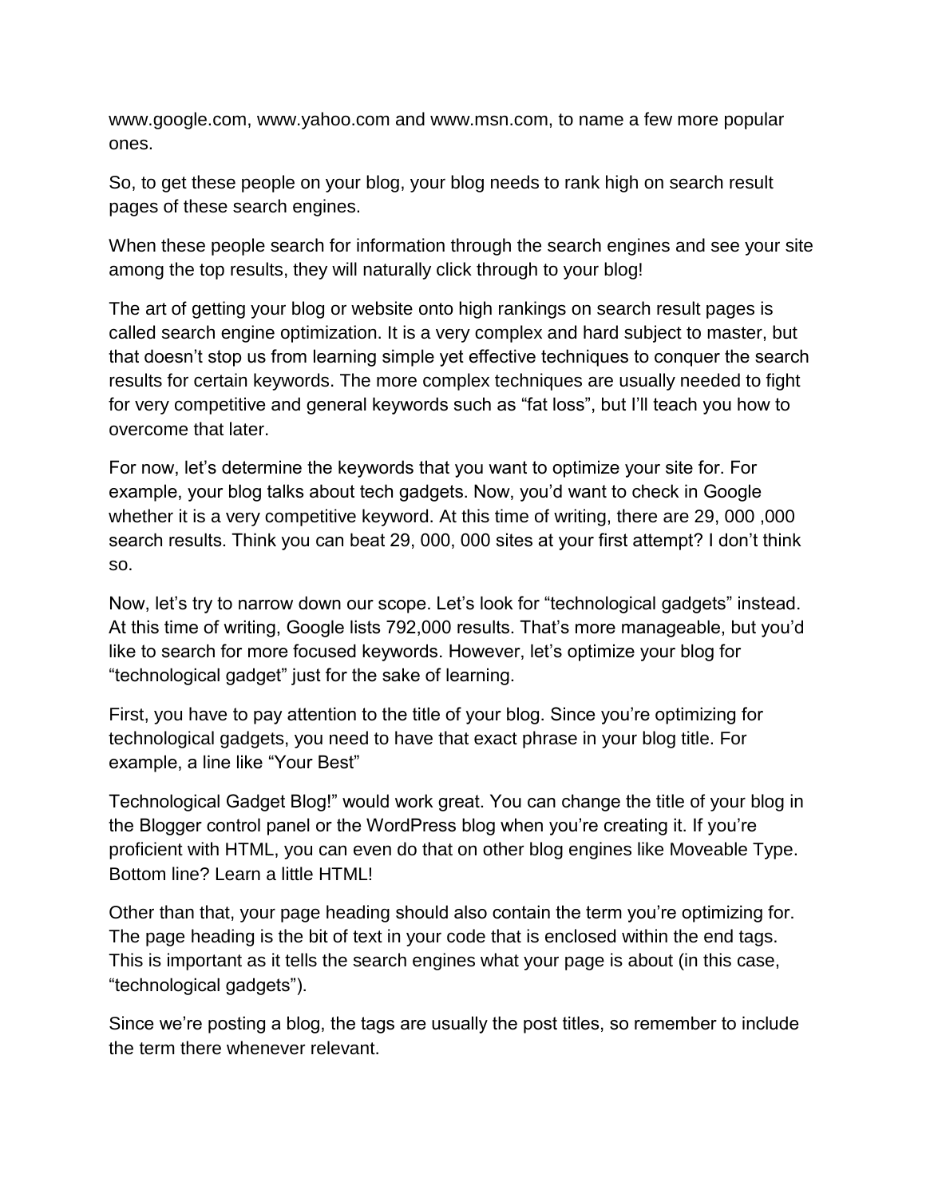www.google.com, www.yahoo.com and www.msn.com, to name a few more popular ones.

So, to get these people on your blog, your blog needs to rank high on search result pages of these search engines.

When these people search for information through the search engines and see your site among the top results, they will naturally click through to your blog!

The art of getting your blog or website onto high rankings on search result pages is called search engine optimization. It is a very complex and hard subject to master, but that doesn't stop us from learning simple yet effective techniques to conquer the search results for certain keywords. The more complex techniques are usually needed to fight for very competitive and general keywords such as "fat loss", but I'll teach you how to overcome that later.

For now, let's determine the keywords that you want to optimize your site for. For example, your blog talks about tech gadgets. Now, you'd want to check in Google whether it is a very competitive keyword. At this time of writing, there are 29, 000 ,000 search results. Think you can beat 29, 000, 000 sites at your first attempt? I don't think so.

Now, let's try to narrow down our scope. Let's look for "technological gadgets" instead. At this time of writing, Google lists 792,000 results. That's more manageable, but you'd like to search for more focused keywords. However, let's optimize your blog for "technological gadget" just for the sake of learning.

First, you have to pay attention to the title of your blog. Since you're optimizing for technological gadgets, you need to have that exact phrase in your blog title. For example, a line like "Your Best"

Technological Gadget Blog!" would work great. You can change the title of your blog in the Blogger control panel or the WordPress blog when you're creating it. If you're proficient with HTML, you can even do that on other blog engines like Moveable Type. Bottom line? Learn a little HTML!

Other than that, your page heading should also contain the term you're optimizing for. The page heading is the bit of text in your code that is enclosed within the end tags. This is important as it tells the search engines what your page is about (in this case, "technological gadgets").

Since we're posting a blog, the tags are usually the post titles, so remember to include the term there whenever relevant.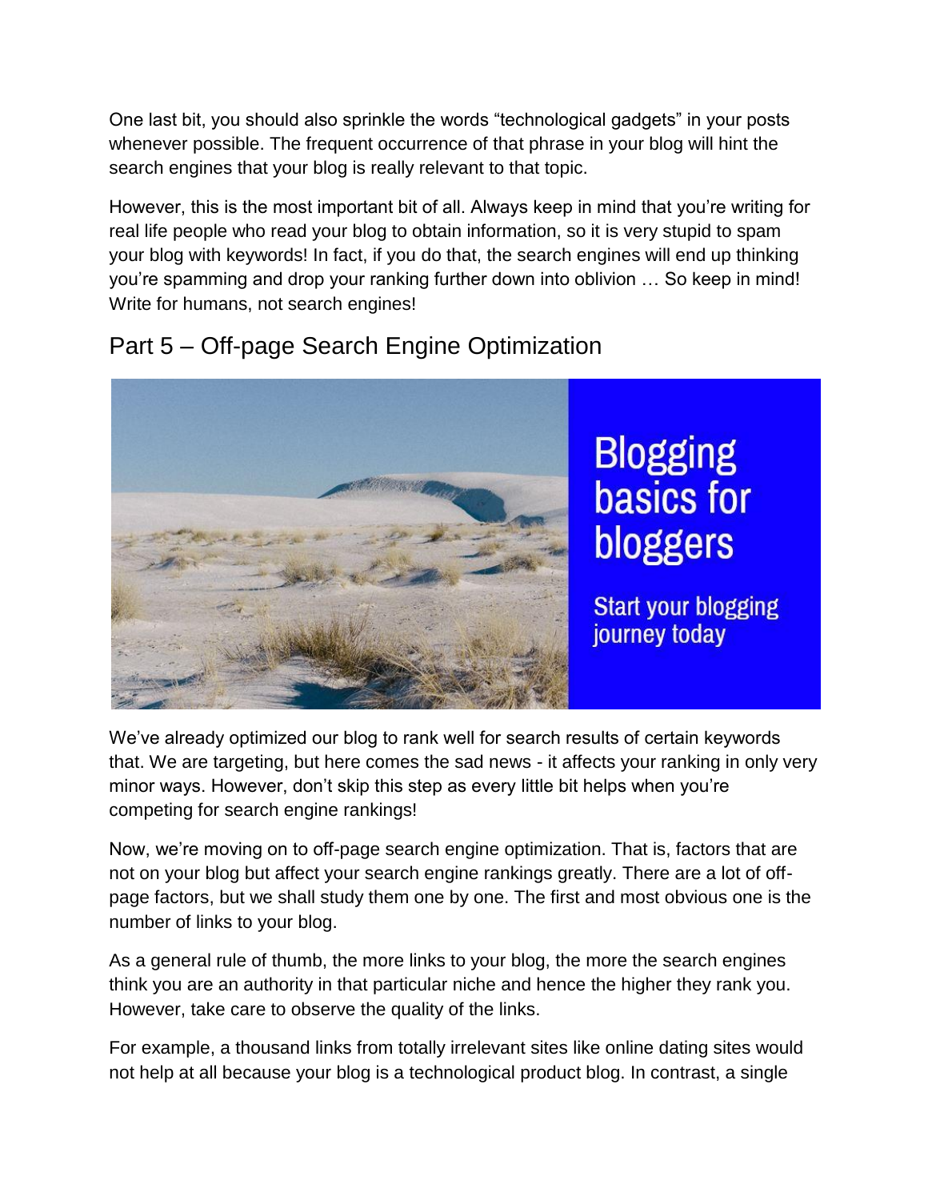One last bit, you should also sprinkle the words "technological gadgets" in your posts whenever possible. The frequent occurrence of that phrase in your blog will hint the search engines that your blog is really relevant to that topic.

However, this is the most important bit of all. Always keep in mind that you're writing for real life people who read your blog to obtain information, so it is very stupid to spam your blog with keywords! In fact, if you do that, the search engines will end up thinking you're spamming and drop your ranking further down into oblivion … So keep in mind! Write for humans, not search engines!

## Part 5 – Off-page Search Engine Optimization

We've already optimized our blog to rank well for search results of certain keywords that. We are targeting, but here comes the sad news - it affects your ranking in only very minor ways. However, don't skip this step as every little bit helps when you're competing for search engine rankings!

Now, we're moving on to off-page search engine optimization. That is, factors that are not on your blog but affect your search engine rankings greatly. There are a lot of off-page factors, but we shall study them one by one. The first and most obvious one is the number of links to your blog.

As a general rule of thumb, the more links to your blog, the more the search engines think you are an authority in that particular niche and hence the higher they rank you. However, take care to observe the quality of the links.

For example, a thousand links from totally irrelevant sites like online dating sites would not help at all because your blog is a technological product blog. In contrast, a single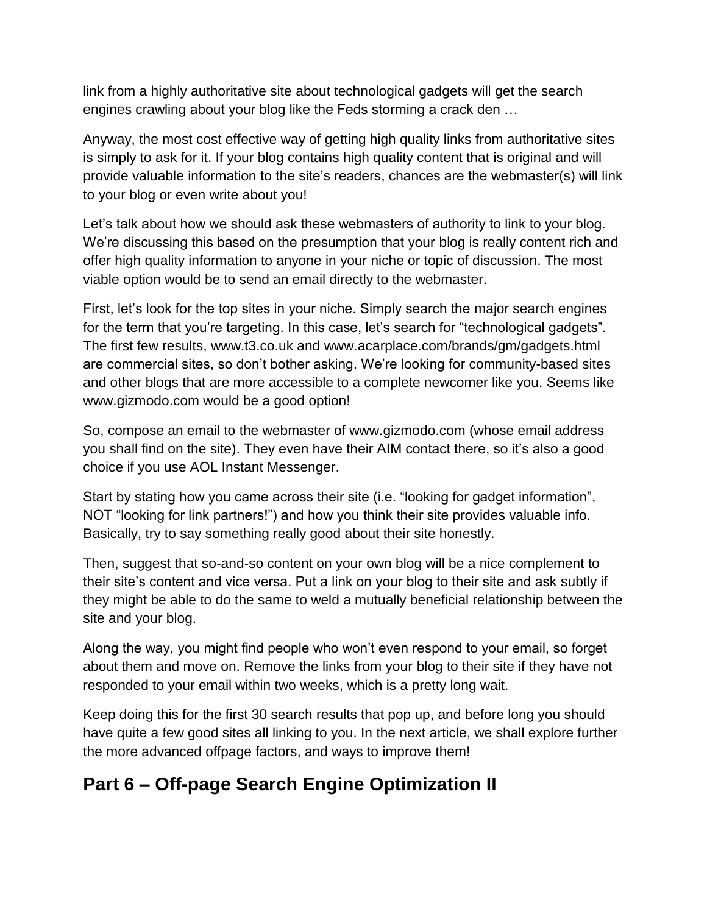link from a highly authoritative site about technological gadgets will get the search engines crawling about your blog like the Feds storming a crack den …

Anyway, the most cost effective way of getting high quality links from authoritative sites is simply to ask for it. If your blog contains high quality content that is original and will provide valuable information to the site's readers, chances are the webmaster(s) will link to your blog or even write about you!

Let's talk about how we should ask these webmasters of authority to link to your blog. We're discussing this based on the presumption that your blog is really content rich and offer high quality information to anyone in your niche or topic of discussion. The most viable option would be to send an email directly to the webmaster.

First, let's look for the top sites in your niche. Simply search the major search engines for the term that you're targeting. In this case, let's search for "technological gadgets". The first few results, www.t3.co.uk and www.acarplace.com/brands/gm/gadgets.html are commercial sites, so don't bother asking. We're looking for community-based sites and other blogs that are more accessible to a complete newcomer like you. Seems like www.gizmodo.com would be a good option!

So, compose an email to the webmaster of www.gizmodo.com (whose email address you shall find on the site). They even have their AIM contact there, so it's also a good choice if you use AOL Instant Messenger.

Start by stating how you came across their site (i.e. "looking for gadget information", NOT "looking for link partners!") and how you think their site provides valuable info. Basically, try to say something really good about their site honestly.

Then, suggest that so-and-so content on your own blog will be a nice complement to their site's content and vice versa. Put a link on your blog to their site and ask subtly if they might be able to do the same to weld a mutually beneficial relationship between the site and your blog.

Along the way, you might find people who won't even respond to your email, so forget about them and move on. Remove the links from your blog to their site if they have not responded to your email within two weeks, which is a pretty long wait.

Keep doing this for the first 30 search results that pop up, and before long you should have quite a few good sites all linking to you. In the next article, we shall explore further the more advanced offpage factors, and ways to improve them!

## Part 6 – Off-page Search Engine Optimization II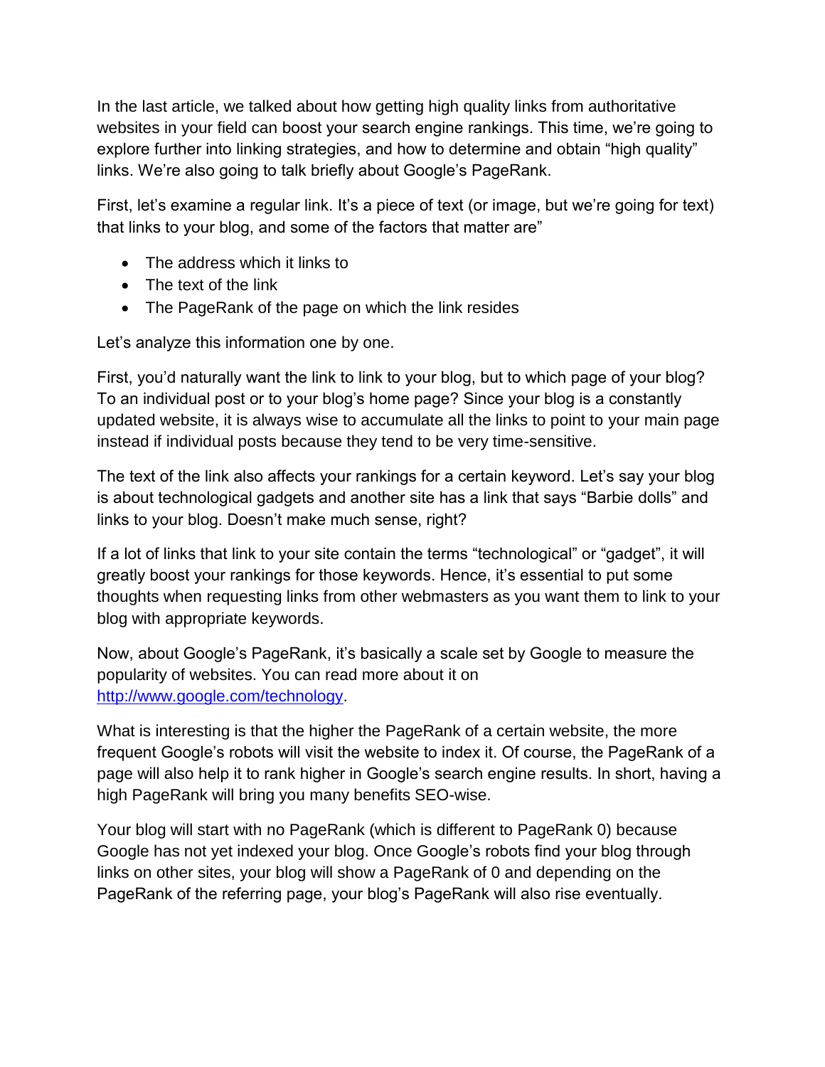In the last article, we talked about how getting high quality links from authoritative websites in your field can boost your search engine rankings. This time, we're going to explore further into linking strategies, and how to determine and obtain "high quality" links. We're also going to talk briefly about Google's PageRank.

First, let's examine a regular link. It's a piece of text (or image, but we're going for text) that links to your blog, and some of the factors that matter are"

- The address which it links to
- The text of the link
- The PageRank of the page on which the link resides

Let's analyze this information one by one.

First, you'd naturally want the link to link to your blog, but to which page of your blog? To an individual post or to your blog's home page? Since your blog is a constantly updated website, it is always wise to accumulate all the links to point to your main page instead if individual posts because they tend to be very time-sensitive.

The text of the link also affects your rankings for a certain keyword. Let's say your blog is about technological gadgets and another site has a link that says "Barbie dolls" and links to your blog. Doesn't make much sense, right?

If a lot of links that link to your site contain the terms "technological" or "gadget", it will greatly boost your rankings for those keywords. Hence, it's essential to put some thoughts when requesting links from other webmasters as you want them to link to your blog with appropriate keywords.

Now, about Google's PageRank, it's basically a scale set by Google to measure the popularity of websites. You can read more about it on [http://www.google.com/technology](http://www.google.com/technology).

What is interesting is that the higher the PageRank of a certain website, the more frequent Google's robots will visit the website to index it. Of course, the PageRank of a page will also help it to rank higher in Google's search engine results. In short, having a high PageRank will bring you many benefits SEO-wise.

Your blog will start with no PageRank (which is different to PageRank 0) because Google has not yet indexed your blog. Once Google's robots find your blog through links on other sites, your blog will show a PageRank of 0 and depending on the PageRank of the referring page, your blog's PageRank will also rise eventually.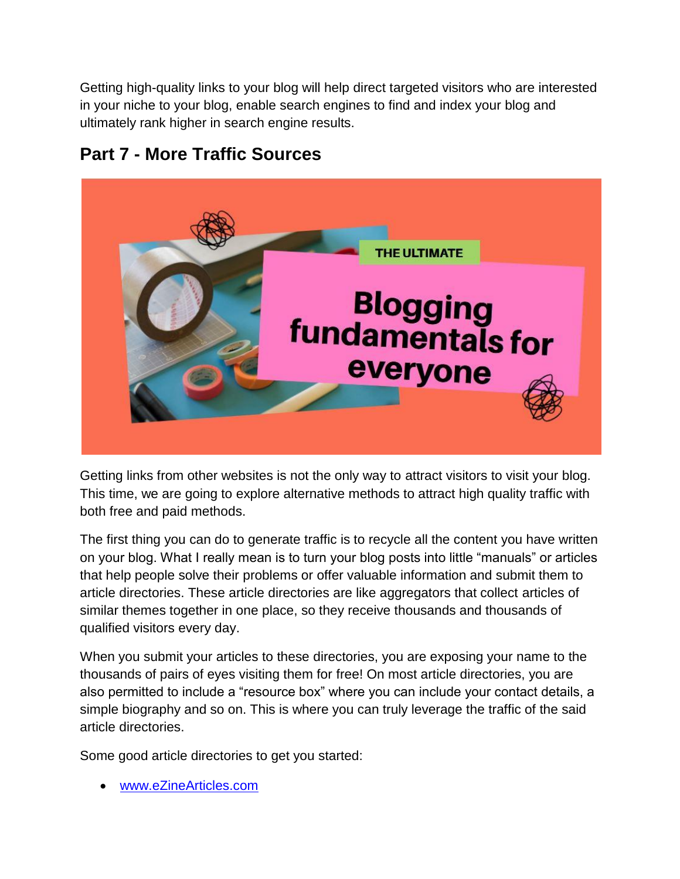Getting high-quality links to your blog will help direct targeted visitors who are interested in your niche to your blog, enable search engines to find and index your blog and ultimately rank higher in search engine results.

## Part 7 - More Traffic Sources

Getting links from other websites is not the only way to attract visitors to visit your blog. This time, we are going to explore alternative methods to attract high quality traffic with both free and paid methods.

The first thing you can do to generate traffic is to recycle all the content you have written on your blog. What I really mean is to turn your blog posts into little "manuals" or articles that help people solve their problems or offer valuable information and submit them to article directories. These article directories are like aggregators that collect articles of similar themes together in one place, so they receive thousands and thousands of qualified visitors every day.

When you submit your articles to these directories, you are exposing your name to the thousands of pairs of eyes visiting them for free! On most article directories, you are also permitted to include a "resource box" where you can include your contact details, a simple biography and so on. This is where you can truly leverage the traffic of the said article directories.

Some good article directories to get you started:

- www.eZineArticles.com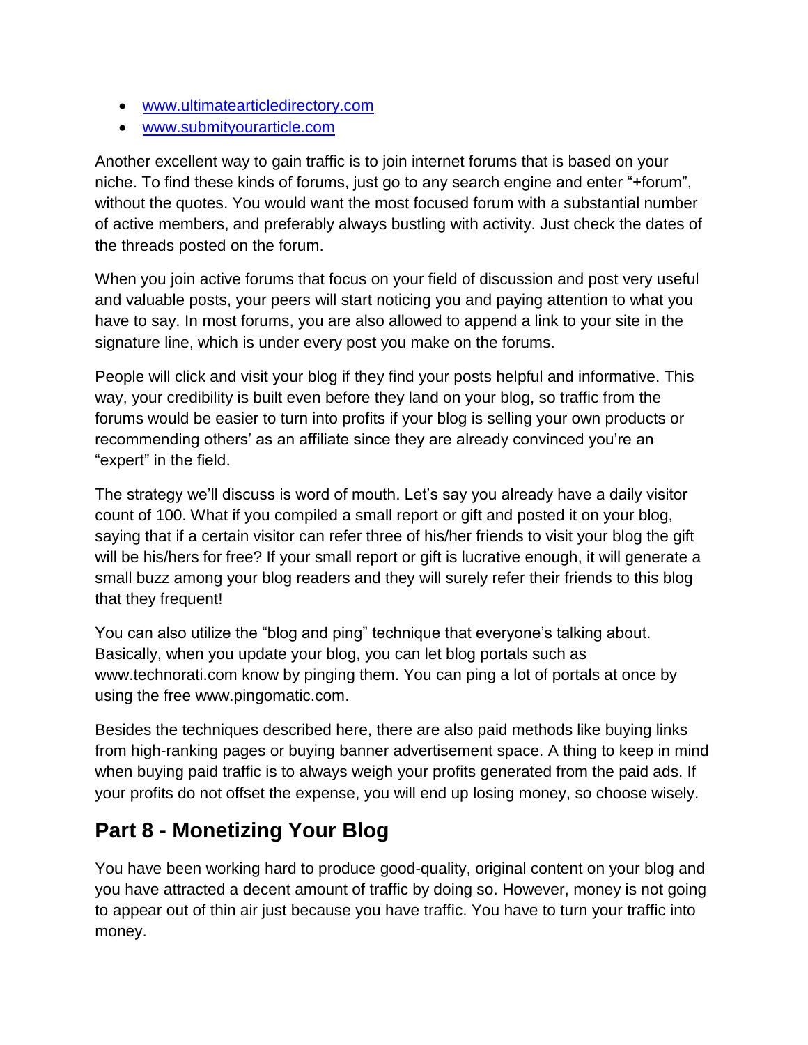- [www.ultimatearticledirectory.com](www.ultimatearticledirectory.com)
- [www.submityourarticle.com](www.submityourarticle.com)

Another excellent way to gain traffic is to join internet forums that is based on your niche. To find these kinds of forums, just go to any search engine and enter "+forum", without the quotes. You would want the most focused forum with a substantial number of active members, and preferably always bustling with activity. Just check the dates of the threads posted on the forum.

When you join active forums that focus on your field of discussion and post very useful and valuable posts, your peers will start noticing you and paying attention to what you have to say. In most forums, you are also allowed to append a link to your site in the signature line, which is under every post you make on the forums.

People will click and visit your blog if they find your posts helpful and informative. This way, your credibility is built even before they land on your blog, so traffic from the forums would be easier to turn into profits if your blog is selling your own products or recommending others' as an affiliate since they are already convinced you're an "expert" in the field.

The strategy we'll discuss is word of mouth. Let's say you already have a daily visitor count of 100. What if you compiled a small report or gift and posted it on your blog, saying that if a certain visitor can refer three of his/her friends to visit your blog the gift will be his/hers for free? If your small report or gift is lucrative enough, it will generate a small buzz among your blog readers and they will surely refer their friends to this blog that they frequent!

You can also utilize the "blog and ping" technique that everyone's talking about. Basically, when you update your blog, you can let blog portals such as www.technorati.com know by pinging them. You can ping a lot of portals at once by using the free www.pingomatic.com.

Besides the techniques described here, there are also paid methods like buying links from high-ranking pages or buying banner advertisement space. A thing to keep in mind when buying paid traffic is to always weigh your profits generated from the paid ads. If your profits do not offset the expense, you will end up losing money, so choose wisely.

## Part 8 - Monetizing Your Blog

You have been working hard to produce good-quality, original content on your blog and you have attracted a decent amount of traffic by doing so. However, money is not going to appear out of thin air just because you have traffic. You have to turn your traffic into money.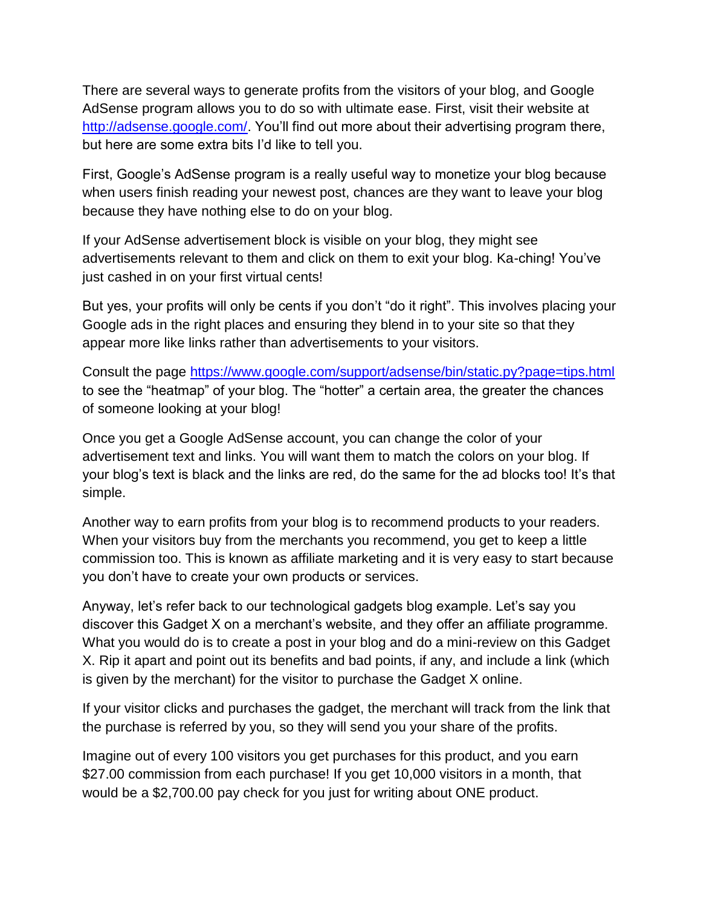There are several ways to generate profits from the visitors of your blog, and Google AdSense program allows you to do so with ultimate ease. First, visit their website at [http://adsense.google.com/](http://adsense.google.com/). You'll find out more about their advertising program there, but here are some extra bits I'd like to tell you.

First, Google's AdSense program is a really useful way to monetize your blog because when users finish reading your newest post, chances are they want to leave your blog because they have nothing else to do on your blog.

If your AdSense advertisement block is visible on your blog, they might see advertisements relevant to them and click on them to exit your blog. Ka-ching! You've just cashed in on your first virtual cents!

But yes, your profits will only be cents if you don't "do it right". This involves placing your Google ads in the right places and ensuring they blend in to your site so that they appear more like links rather than advertisements to your visitors.

Consult the page [https://www.google.com/support/adsense/bin/static.py?page=tips.html](https://www.google.com/support/adsense/bin/static.py?page=tips.html) to see the "heatmap" of your blog. The "hotter" a certain area, the greater the chances of someone looking at your blog!

Once you get a Google AdSense account, you can change the color of your advertisement text and links. You will want them to match the colors on your blog. If your blog's text is black and the links are red, do the same for the ad blocks too! It's that simple.

Another way to earn profits from your blog is to recommend products to your readers. When your visitors buy from the merchants you recommend, you get to keep a little commission too. This is known as affiliate marketing and it is very easy to start because you don't have to create your own products or services.

Anyway, let's refer back to our technological gadgets blog example. Let's say you discover this Gadget X on a merchant's website, and they offer an affiliate programme. What you would do is to create a post in your blog and do a mini-review on this Gadget X. Rip it apart and point out its benefits and bad points, if any, and include a link (which is given by the merchant) for the visitor to purchase the Gadget X online.

If your visitor clicks and purchases the gadget, the merchant will track from the link that the purchase is referred by you, so they will send you your share of the profits.

Imagine out of every 100 visitors you get purchases for this product, and you earn $27.00 commission from each purchase! If you get 10,000 visitors in a month, that would be a $2,700.00 pay check for you just for writing about ONE product.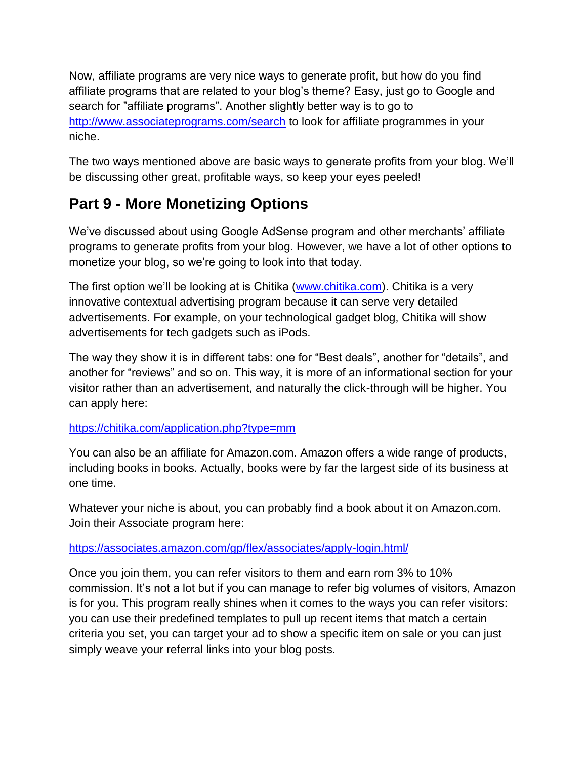Now, affiliate programs are very nice ways to generate profit, but how do you find affiliate programs that are related to your blog's theme? Easy, just go to Google and search for "affiliate programs". Another slightly better way is to go to [http://www.associateprograms.com/search](http://www.associateprograms.com/search) to look for affiliate programmes in your niche.

The two ways mentioned above are basic ways to generate profits from your blog. We'll be discussing other great, profitable ways, so keep your eyes peeled!

## Part 9 - More Monetizing Options

We've discussed about using Google AdSense program and other merchants' affiliate programs to generate profits from your blog. However, we have a lot of other options to monetize your blog, so we're going to look into that today.

The first option we'll be looking at is Chitika ([www.chitika.com](www.chitika.com)). Chitika is a very innovative contextual advertising program because it can serve very detailed advertisements. For example, on your technological gadget blog, Chitika will show advertisements for tech gadgets such as iPods.

The way they show it is in different tabs: one for "Best deals", another for "details", and another for "reviews" and so on. This way, it is more of an informational section for your visitor rather than an advertisement, and naturally the click-through will be higher. You can apply here:

[https://chitika.com/application.php?type=mm](https://chitika.com/application.php?type=mm)

You can also be an affiliate for Amazon.com. Amazon offers a wide range of products, including books in books. Actually, books were by far the largest side of its business at one time.

Whatever your niche is about, you can probably find a book about it on Amazon.com. Join their Associate program here:

[https://associates.amazon.com/gp/flex/associates/apply-login.html/](https://associates.amazon.com/gp/flex/associates/apply-login.html/)

Once you join them, you can refer visitors to them and earn rom 3% to 10% commission. It's not a lot but if you can manage to refer big volumes of visitors, Amazon is for you. This program really shines when it comes to the ways you can refer visitors: you can use their predefined templates to pull up recent items that match a certain criteria you set, you can target your ad to show a specific item on sale or you can just simply weave your referral links into your blog posts.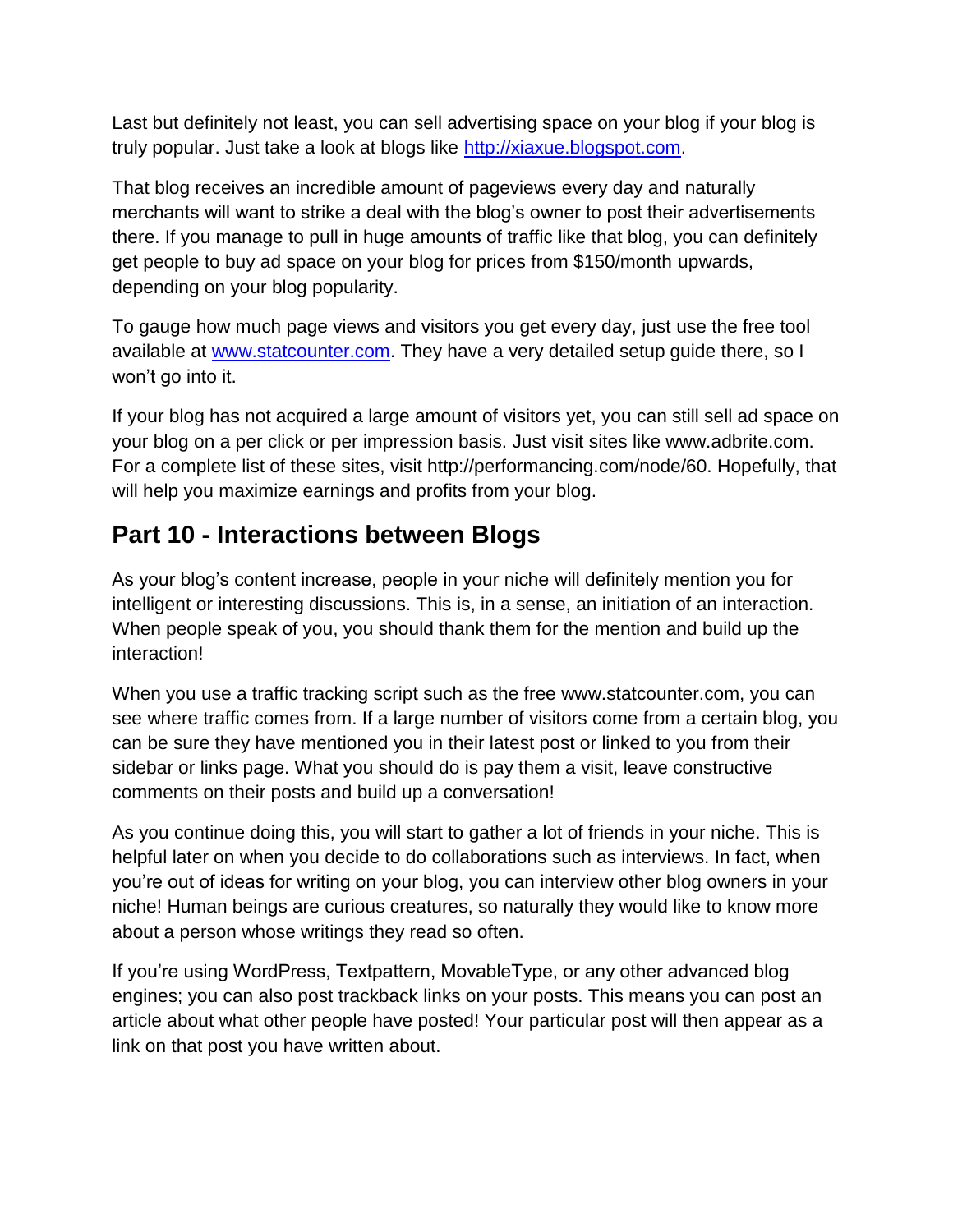Last but definitely not least, you can sell advertising space on your blog if your blog is truly popular. Just take a look at blogs like [http://xiaxue.blogspot.com](http://xiaxue.blogspot.com).

That blog receives an incredible amount of pageviews every day and naturally merchants will want to strike a deal with the blog's owner to post their advertisements there. If you manage to pull in huge amounts of traffic like that blog, you can definitely get people to buy ad space on your blog for prices from $150/month upwards, depending on your blog popularity.

To gauge how much page views and visitors you get every day, just use the free tool available at [www.statcounter.com](http://www.statcounter.com). They have a very detailed setup guide there, so I won't go into it.

If your blog has not acquired a large amount of visitors yet, you can still sell ad space on your blog on a per click or per impression basis. Just visit sites like www.adbrite.com. For a complete list of these sites, visit http://performancing.com/node/60. Hopefully, that will help you maximize earnings and profits from your blog.

## Part 10 - Interactions between Blogs

As your blog's content increase, people in your niche will definitely mention you for intelligent or interesting discussions. This is, in a sense, an initiation of an interaction. When people speak of you, you should thank them for the mention and build up the interaction!

When you use a traffic tracking script such as the free www.statcounter.com, you can see where traffic comes from. If a large number of visitors come from a certain blog, you can be sure they have mentioned you in their latest post or linked to you from their sidebar or links page. What you should do is pay them a visit, leave constructive comments on their posts and build up a conversation!

As you continue doing this, you will start to gather a lot of friends in your niche. This is helpful later on when you decide to do collaborations such as interviews. In fact, when you're out of ideas for writing on your blog, you can interview other blog owners in your niche! Human beings are curious creatures, so naturally they would like to know more about a person whose writings they read so often.

If you're using WordPress, Textpattern, MovableType, or any other advanced blog engines; you can also post trackback links on your posts. This means you can post an article about what other people have posted! Your particular post will then appear as a link on that post you have written about.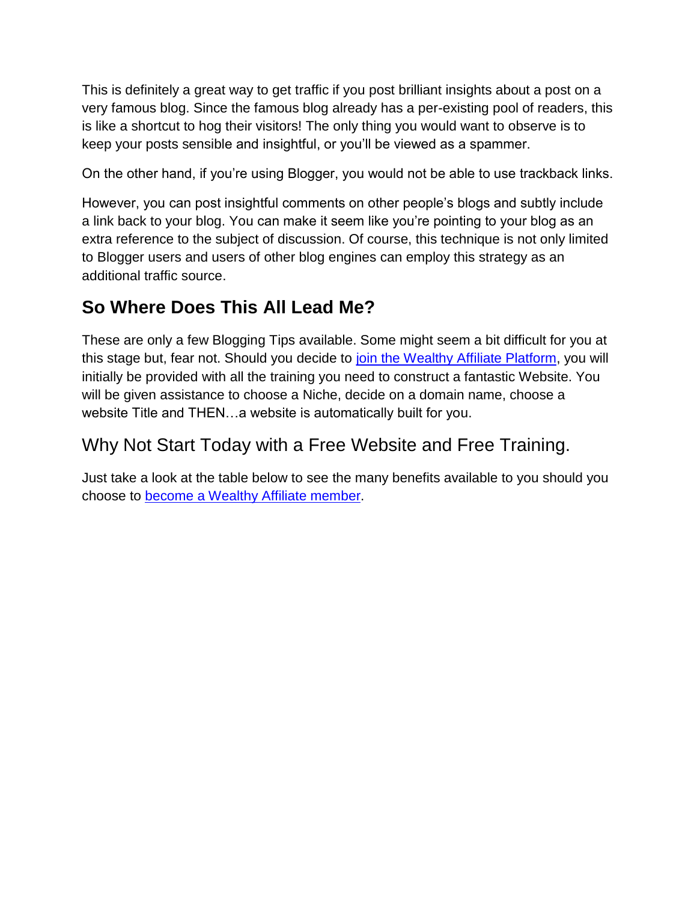This is definitely a great way to get traffic if you post brilliant insights about a post on a very famous blog. Since the famous blog already has a per-existing pool of readers, this is like a shortcut to hog their visitors! The only thing you would want to observe is to keep your posts sensible and insightful, or you'll be viewed as a spammer.

On the other hand, if you're using Blogger, you would not be able to use trackback links.

However, you can post insightful comments on other people's blogs and subtly include a link back to your blog. You can make it seem like you're pointing to your blog as an extra reference to the subject of discussion. Of course, this technique is not only limited to Blogger users and users of other blog engines can employ this strategy as an additional traffic source.

## So Where Does This All Lead Me?

These are only a few Blogging Tips available. Some might seem a bit difficult for you at this stage but, fear not. Should you decide to join the Wealthy Affiliate Platform, you will initially be provided with all the training you need to construct a fantastic Website. You will be given assistance to choose a Niche, decide on a domain name, choose a website Title and THEN…a website is automatically built for you.

## Why Not Start Today with a Free Website and Free Training.

Just take a look at the table below to see the many benefits available to you should you choose to become a Wealthy Affiliate member.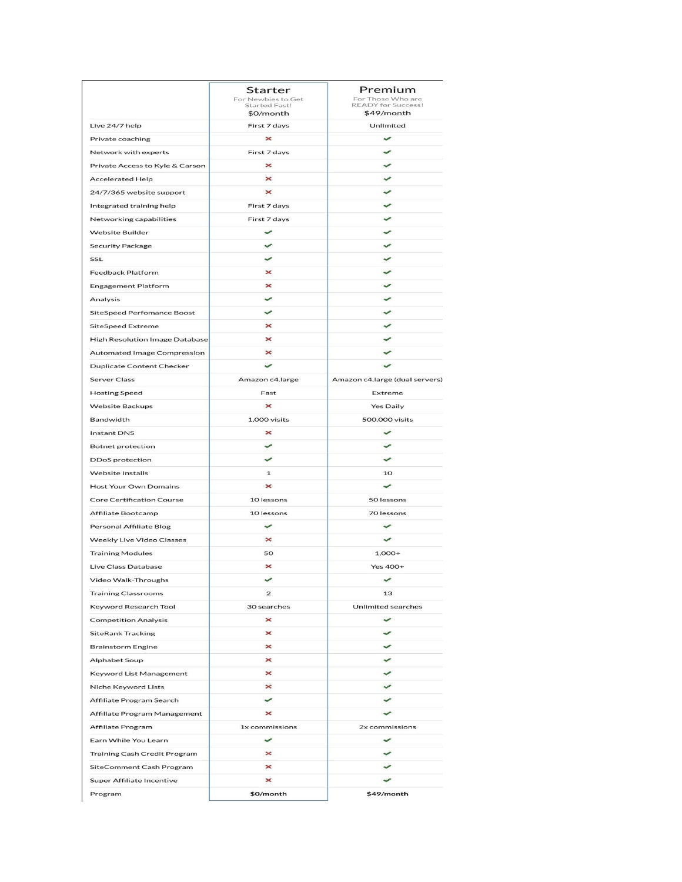| | Starter<br>For Newbies to Get Started Fast!<br>$0/month | Premium<br>For Those Who are READY for Success!<br>$49/month |
|---|---|---|
| Live 24/7 help | First 7 days | Unlimited |
| Private coaching | ✗ | ✓ |
| Network with experts | First 7 days | ✓ |
| Private Access to Kyle & Carson | ✗ | ✓ |
| Accelerated Help | ✗ | ✓ |
| 24/7/365 website support | ✗ | ✓ |
| Integrated training help | First 7 days | ✓ |
| Networking capabilities | First 7 days | ✓ |
| Website Builder | ✓ | ✓ |
| Security Package | ✓ | ✓ |
| SSL | ✓ | ✓ |
| Feedback Platform | ✗ | ✓ |
| Engagement Platform | ✗ | ✓ |
| Analysis | ✓ | ✓ |
| SiteSpeed Perfomance Boost | ✓ | ✓ |
| SiteSpeed Extreme | ✗ | ✓ |
| High Resolution Image Database | ✗ | ✓ |
| Automated Image Compression | ✗ | ✓ |
| Duplicate Content Checker | ✓ | ✓ |
| Server Class | Amazon c4.large | Amazon c4.large (dual servers) |
| Hosting Speed | Fast | Extreme |
| Website Backups | ✗ | Yes Daily |
| Bandwidth | 1,000 visits | 500,000 visits |
| Instant DNS | ✗ | ✓ |
| Botnet protection | ✓ | ✓ |
| DDoS protection | ✓ | ✓ |
| Website Installs | 1 | 10 |
| Host Your Own Domains | ✗ | ✓ |
| Core Certification Course | 10 lessons | 50 lessons |
| Affiliate Bootcamp | 10 lessons | 70 lessons |
| Personal Affiliate Blog | ✓ | ✓ |
| Weekly Live Video Classes | ✗ | ✓ |
| Training Modules | 50 | 1,000+ |
| Live Class Database | ✗ | Yes 400+ |
| Video Walk-Throughs | ✓ | ✓ |
| Training Classrooms | 2 | 13 |
| Keyword Research Tool | 30 searches | Unlimited searches |
| Competition Analysis | ✗ | ✓ |
| SiteRank Tracking | ✗ | ✓ |
| Brainstorm Engine | ✗ | ✓ |
| Alphabet Soup | ✗ | ✓ |
| Keyword List Management | ✗ | ✓ |
| Niche Keyword Lists | ✗ | ✓ |
| Affiliate Program Search | ✓ | ✓ |
| Affiliate Program Management | ✗ | ✓ |
| Affiliate Program | 1x commissions | 2x commissions |
| Earn While You Learn | ✓ | ✓ |
| Training Cash Credit Program | ✗ | ✓ |
| SiteComment Cash Program | ✗ | ✓ |
| Super Affiliate Incentive | ✗ | ✓ |
| Program | **$0/month** | **$49/month** |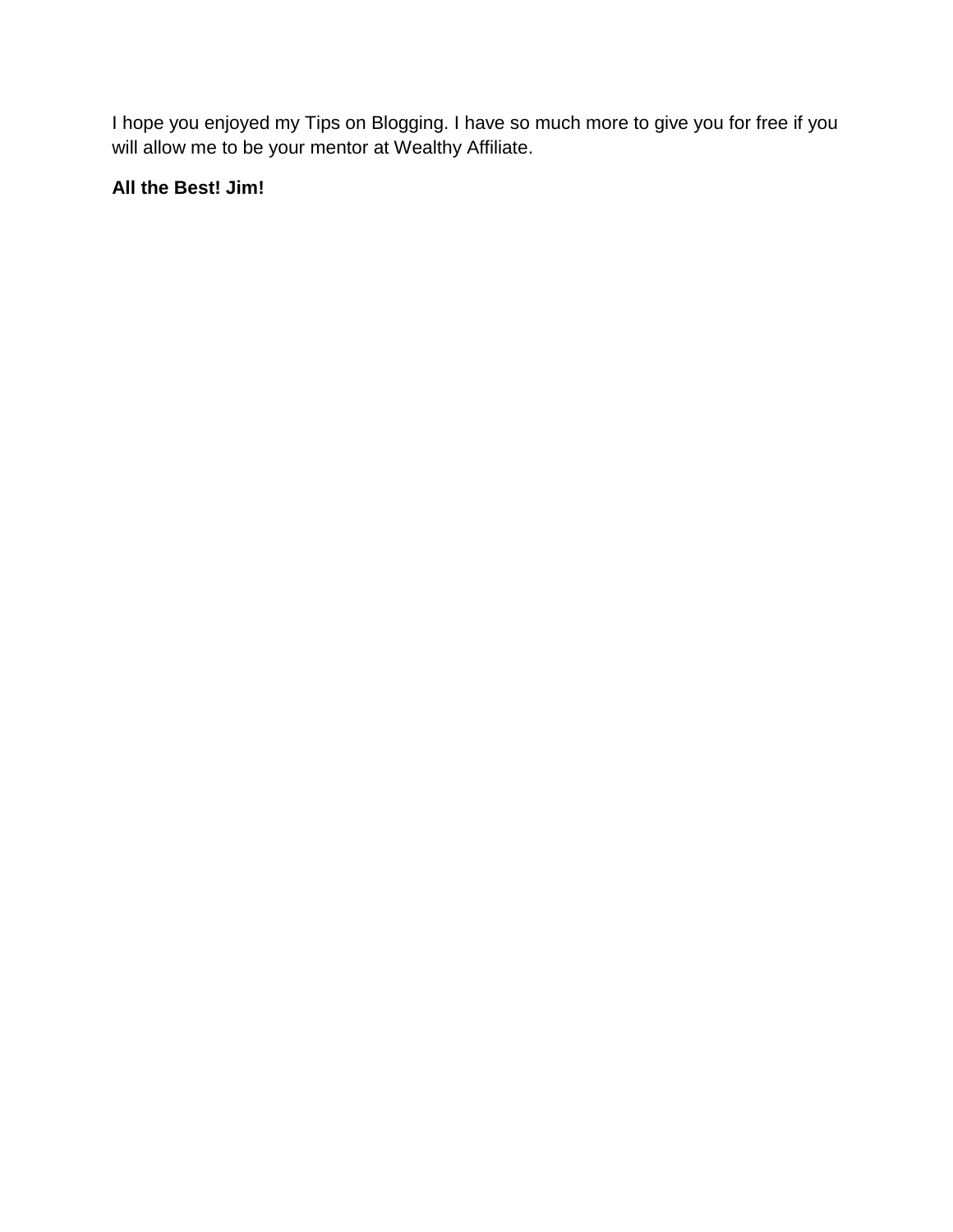I hope you enjoyed my Tips on Blogging. I have so much more to give you for free if you will allow me to be your mentor at Wealthy Affiliate.

**All the Best! Jim!**